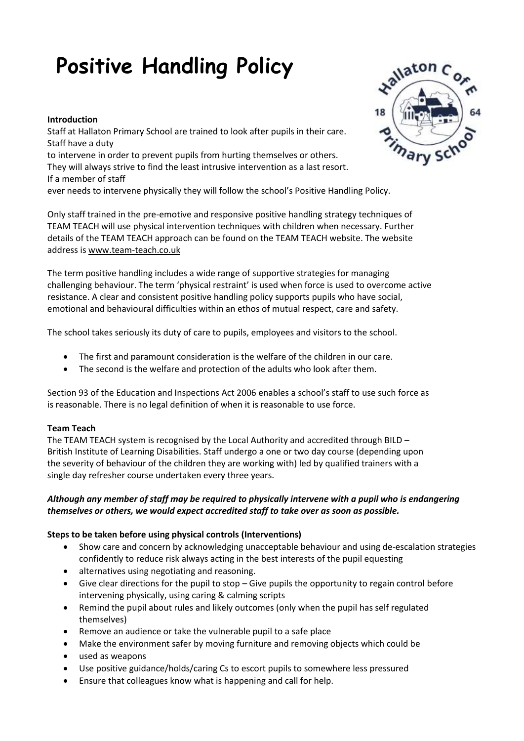# Positive Handling Policy

**Introduction**

Staff at Hallaton Primary School are trained to look after pupils in their care. Staff have a duty to intervene in order to prevent pupils from hurting themselves or others. They will always strive to find the least intrusive intervention as a last resort. If a member of staff ever needs to intervene physically they will follow the school's Positive Handling Policy.

Only staff trained in the pre-emotive and responsive positive handling strategy techniques of TEAM TEACH will use physical intervention techniques with children when necessary. Further details of the TEAM TEACH approach can be found on the TEAM TEACH website. The website address is www.team-teach.co.uk

The term positive handling includes a wide range of supportive strategies for managing challenging behaviour. The term 'physical restraint' is used when force is used to overcome active resistance. A clear and consistent positive handling policy supports pupils who have social, emotional and behavioural difficulties within an ethos of mutual respect, care and safety.

The school takes seriously its duty of care to pupils, employees and visitors to the school.

- The first and paramount consideration is the welfare of the children in our care.
- The second is the welfare and protection of the adults who look after them.

Section 93 of the Education and Inspections Act 2006 enables a school's staff to use such force as is reasonable. There is no legal definition of when it is reasonable to use force.

**Team Teach**

The TEAM TEACH system is recognised by the Local Authority and accredited through BILD – British Institute of Learning Disabilities. Staff undergo a one or two day course (depending upon the severity of behaviour of the children they are working with) led by qualified trainers with a single day refresher course undertaken every three years.

***Although any member of staff may be required to physically intervene with a pupil who is endangering themselves or others, we would expect accredited staff to take over as soon as possible.***

**Steps to be taken before using physical controls (Interventions)**

- Show care and concern by acknowledging unacceptable behaviour and using de-escalation strategies confidently to reduce risk always acting in the best interests of the pupil equesting
- alternatives using negotiating and reasoning.
- Give clear directions for the pupil to stop – Give pupils the opportunity to regain control before intervening physically, using caring & calming scripts
- Remind the pupil about rules and likely outcomes (only when the pupil has self regulated themselves)
- Remove an audience or take the vulnerable pupil to a safe place
- Make the environment safer by moving furniture and removing objects which could be
- used as weapons
- Use positive guidance/holds/caring Cs to escort pupils to somewhere less pressured
- Ensure that colleagues know what is happening and call for help.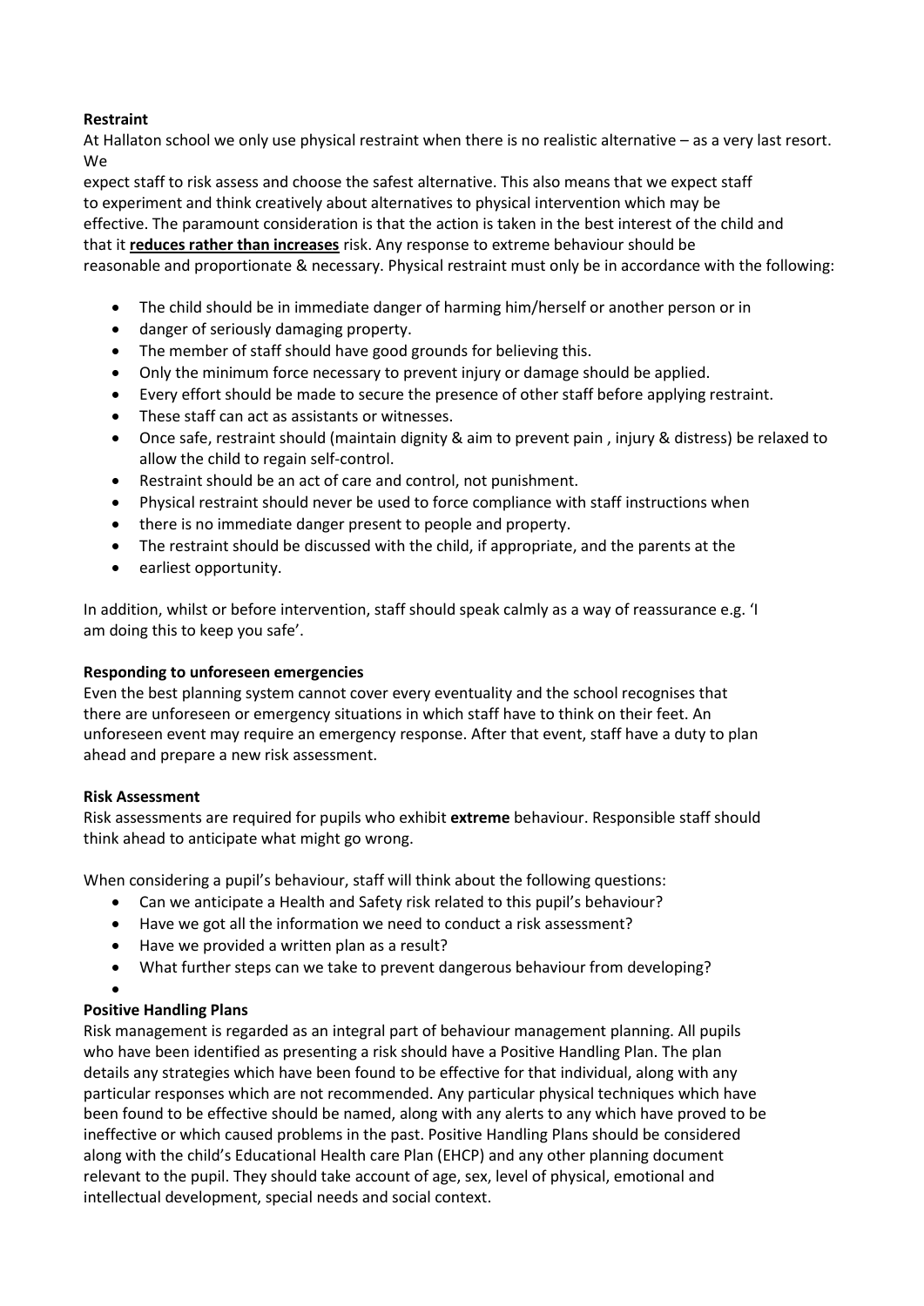**Restraint**

At Hallaton school we only use physical restraint when there is no realistic alternative – as a very last resort. We

expect staff to risk assess and choose the safest alternative. This also means that we expect staff to experiment and think creatively about alternatives to physical intervention which may be effective. The paramount consideration is that the action is taken in the best interest of the child and that it **reduces rather than increases** risk. Any response to extreme behaviour should be reasonable and proportionate & necessary. Physical restraint must only be in accordance with the following:

- The child should be in immediate danger of harming him/herself or another person or in
- danger of seriously damaging property.
- The member of staff should have good grounds for believing this.
- Only the minimum force necessary to prevent injury or damage should be applied.
- Every effort should be made to secure the presence of other staff before applying restraint.
- These staff can act as assistants or witnesses.
- Once safe, restraint should (maintain dignity & aim to prevent pain , injury & distress) be relaxed to allow the child to regain self-control.
- Restraint should be an act of care and control, not punishment.
- Physical restraint should never be used to force compliance with staff instructions when
- there is no immediate danger present to people and property.
- The restraint should be discussed with the child, if appropriate, and the parents at the
- earliest opportunity.

In addition, whilst or before intervention, staff should speak calmly as a way of reassurance e.g. 'I am doing this to keep you safe'.

**Responding to unforeseen emergencies**

Even the best planning system cannot cover every eventuality and the school recognises that there are unforeseen or emergency situations in which staff have to think on their feet. An unforeseen event may require an emergency response. After that event, staff have a duty to plan ahead and prepare a new risk assessment.

**Risk Assessment**

Risk assessments are required for pupils who exhibit **extreme** behaviour. Responsible staff should think ahead to anticipate what might go wrong.

When considering a pupil's behaviour, staff will think about the following questions:

- Can we anticipate a Health and Safety risk related to this pupil's behaviour?
- Have we got all the information we need to conduct a risk assessment?
- Have we provided a written plan as a result?
- What further steps can we take to prevent dangerous behaviour from developing?

**Positive Handling Plans**

Risk management is regarded as an integral part of behaviour management planning. All pupils who have been identified as presenting a risk should have a Positive Handling Plan. The plan details any strategies which have been found to be effective for that individual, along with any particular responses which are not recommended. Any particular physical techniques which have been found to be effective should be named, along with any alerts to any which have proved to be ineffective or which caused problems in the past. Positive Handling Plans should be considered along with the child's Educational Health care Plan (EHCP) and any other planning document relevant to the pupil. They should take account of age, sex, level of physical, emotional and intellectual development, special needs and social context.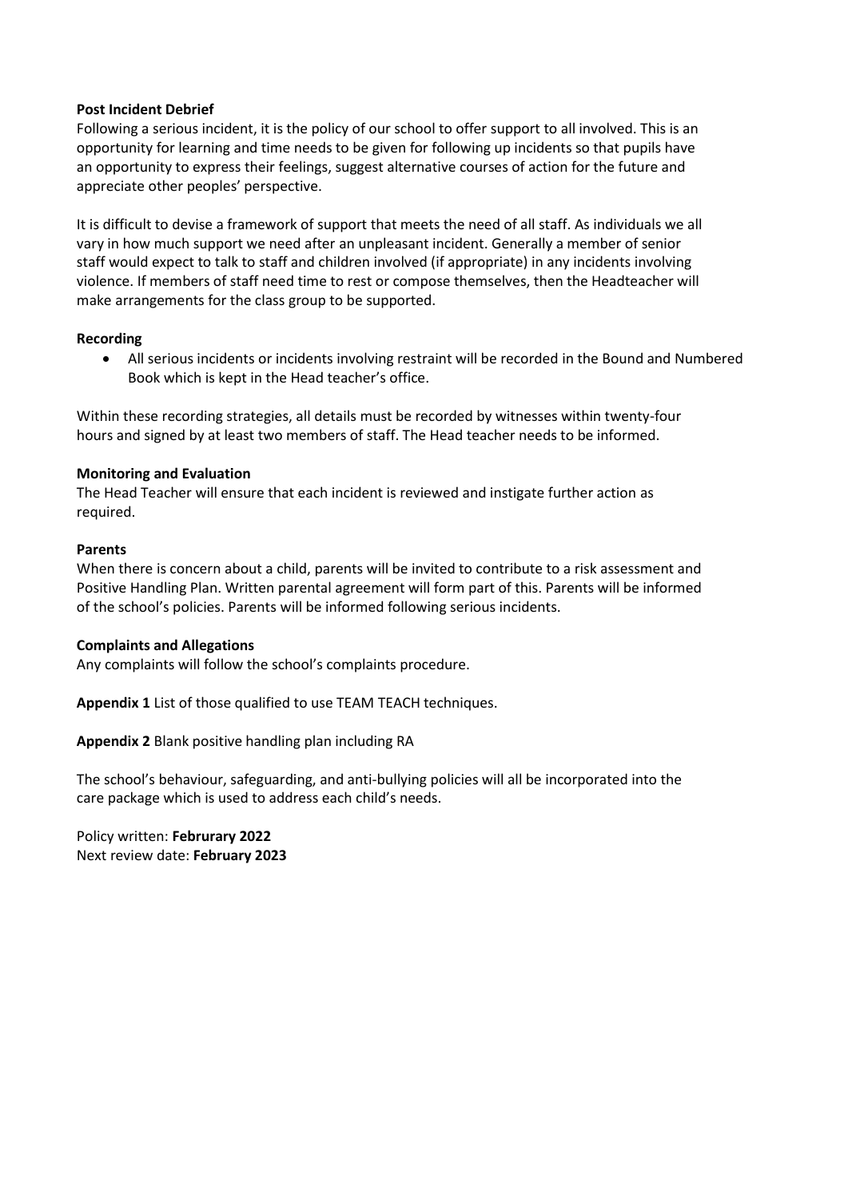**Post Incident Debrief**

Following a serious incident, it is the policy of our school to offer support to all involved. This is an opportunity for learning and time needs to be given for following up incidents so that pupils have an opportunity to express their feelings, suggest alternative courses of action for the future and appreciate other peoples' perspective.

It is difficult to devise a framework of support that meets the need of all staff. As individuals we all vary in how much support we need after an unpleasant incident. Generally a member of senior staff would expect to talk to staff and children involved (if appropriate) in any incidents involving violence. If members of staff need time to rest or compose themselves, then the Headteacher will make arrangements for the class group to be supported.

**Recording**

- All serious incidents or incidents involving restraint will be recorded in the Bound and Numbered Book which is kept in the Head teacher's office.

Within these recording strategies, all details must be recorded by witnesses within twenty-four hours and signed by at least two members of staff. The Head teacher needs to be informed.

**Monitoring and Evaluation**

The Head Teacher will ensure that each incident is reviewed and instigate further action as required.

**Parents**

When there is concern about a child, parents will be invited to contribute to a risk assessment and Positive Handling Plan. Written parental agreement will form part of this. Parents will be informed of the school's policies. Parents will be informed following serious incidents.

**Complaints and Allegations**

Any complaints will follow the school's complaints procedure.

**Appendix 1** List of those qualified to use TEAM TEACH techniques.

**Appendix 2** Blank positive handling plan including RA

The school's behaviour, safeguarding, and anti-bullying policies will all be incorporated into the care package which is used to address each child's needs.

Policy written: **Februrary 2022**
Next review date: **February 2023**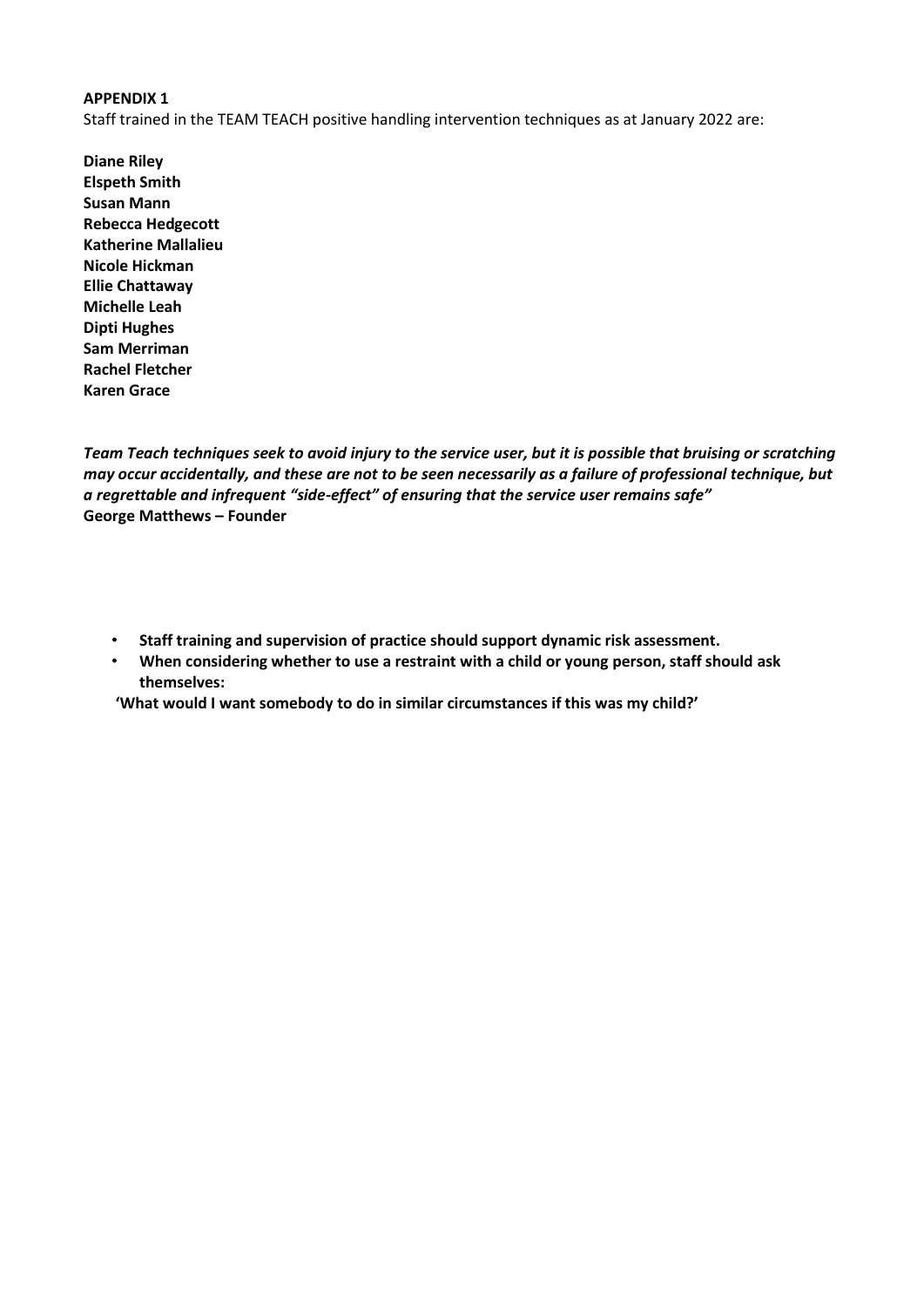**APPENDIX 1**

Staff trained in the TEAM TEACH positive handling intervention techniques as at January 2022 are:

**Diane Riley**
**Elspeth Smith**
**Susan Mann**
**Rebecca Hedgecott**
**Katherine Mallalieu**
**Nicole Hickman**
**Ellie Chattaway**
**Michelle Leah**
**Dipti Hughes**
**Sam Merriman**
**Rachel Fletcher**
**Karen Grace**

***Team Teach techniques seek to avoid injury to the service user, but it is possible that bruising or scratching may occur accidentally, and these are not to be seen necessarily as a failure of professional technique, but a regrettable and infrequent "side-effect" of ensuring that the service user remains safe"***
**George Matthews – Founder**

- **Staff training and supervision of practice should support dynamic risk assessment.**
- **When considering whether to use a restraint with a child or young person, staff should ask themselves:**

**'What would I want somebody to do in similar circumstances if this was my child?'**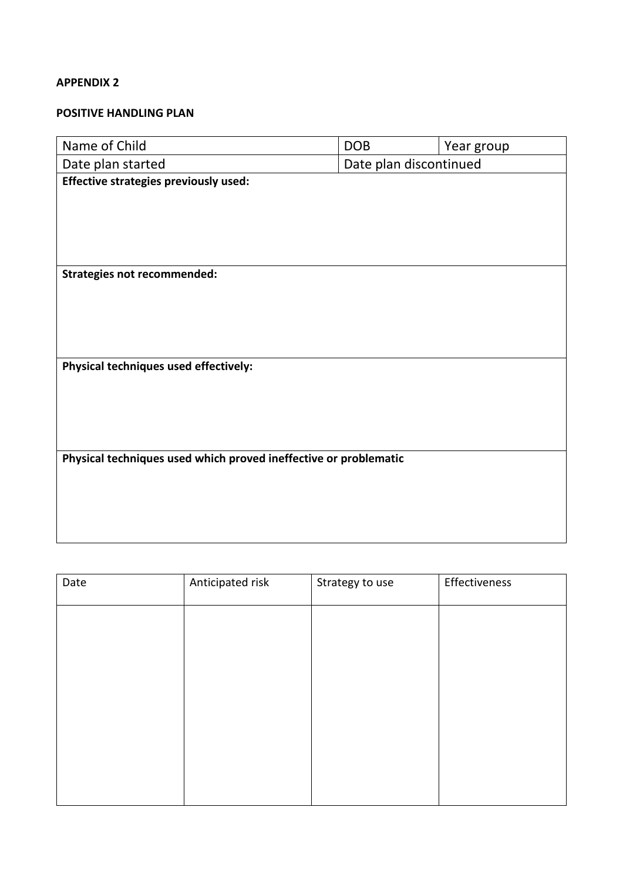**APPENDIX 2**

**POSITIVE HANDLING PLAN**

| | | |
|---|---|---|
| Name of Child | DOB | Year group |
| Date plan started | Date plan discontinued | |
| **Effective strategies previously used:** | | |
| **Strategies not recommended:** | | |
| **Physical techniques used effectively:** | | |
| **Physical techniques used which proved ineffective or problematic** | | |

| Date | Anticipated risk | Strategy to use | Effectiveness |
|---|---|---|---|
| | | | |